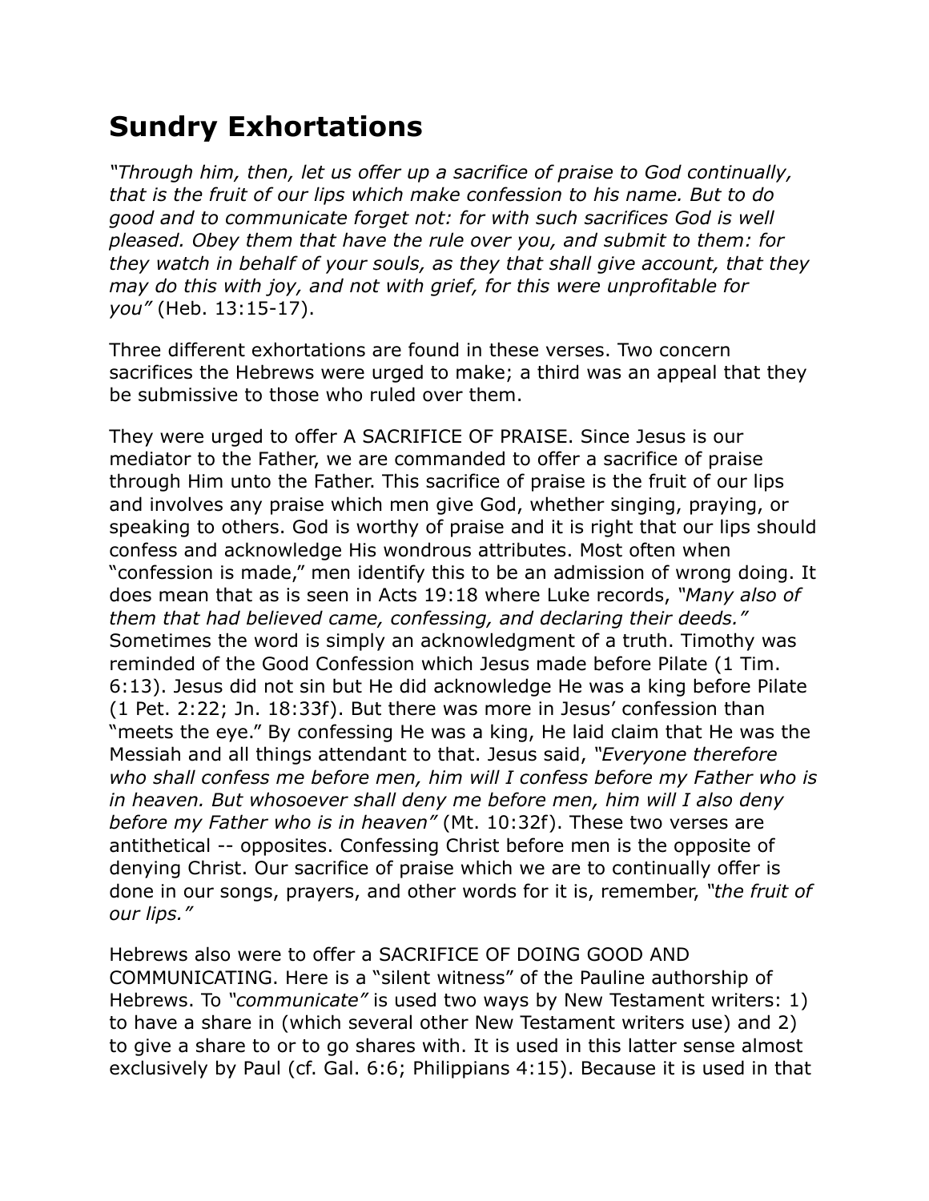# Sundry Exhortations

*"Through him, then, let us offer up a sacrifice of praise to God continually, that is the fruit of our lips which make confession to his name. But to do good and to communicate forget not: for with such sacrifices God is well pleased. Obey them that have the rule over you, and submit to them: for they watch in behalf of your souls, as they that shall give account, that they may do this with joy, and not with grief, for this were unprofitable for you"* (Heb. 13:15-17).

Three different exhortations are found in these verses. Two concern sacrifices the Hebrews were urged to make; a third was an appeal that they be submissive to those who ruled over them.

They were urged to offer A SACRIFICE OF PRAISE. Since Jesus is our mediator to the Father, we are commanded to offer a sacrifice of praise through Him unto the Father. This sacrifice of praise is the fruit of our lips and involves any praise which men give God, whether singing, praying, or speaking to others. God is worthy of praise and it is right that our lips should confess and acknowledge His wondrous attributes. Most often when "confession is made," men identify this to be an admission of wrong doing. It does mean that as is seen in Acts 19:18 where Luke records, *"Many also of them that had believed came, confessing, and declaring their deeds."* Sometimes the word is simply an acknowledgment of a truth. Timothy was reminded of the Good Confession which Jesus made before Pilate (1 Tim. 6:13). Jesus did not sin but He did acknowledge He was a king before Pilate (1 Pet. 2:22; Jn. 18:33f). But there was more in Jesus' confession than "meets the eye." By confessing He was a king, He laid claim that He was the Messiah and all things attendant to that. Jesus said, *"Everyone therefore who shall confess me before men, him will I confess before my Father who is in heaven. But whosoever shall deny me before men, him will I also deny before my Father who is in heaven"* (Mt. 10:32f). These two verses are antithetical -- opposites. Confessing Christ before men is the opposite of denying Christ. Our sacrifice of praise which we are to continually offer is done in our songs, prayers, and other words for it is, remember, *"the fruit of our lips."*

Hebrews also were to offer a SACRIFICE OF DOING GOOD AND COMMUNICATING. Here is a "silent witness" of the Pauline authorship of Hebrews. To *"communicate"* is used two ways by New Testament writers: 1) to have a share in (which several other New Testament writers use) and 2) to give a share to or to go shares with. It is used in this latter sense almost exclusively by Paul (cf. Gal. 6:6; Philippians 4:15). Because it is used in that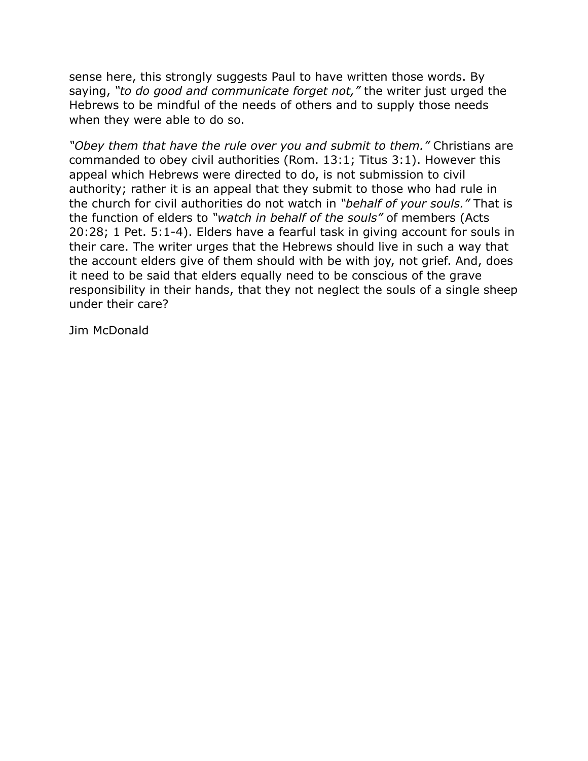sense here, this strongly suggests Paul to have written those words. By saying, *"to do good and communicate forget not,"* the writer just urged the Hebrews to be mindful of the needs of others and to supply those needs when they were able to do so.

*"Obey them that have the rule over you and submit to them."* Christians are commanded to obey civil authorities (Rom. 13:1; Titus 3:1). However this appeal which Hebrews were directed to do, is not submission to civil authority; rather it is an appeal that they submit to those who had rule in the church for civil authorities do not watch in *"behalf of your souls."* That is the function of elders to *"watch in behalf of the souls"* of members (Acts 20:28; 1 Pet. 5:1-4). Elders have a fearful task in giving account for souls in their care. The writer urges that the Hebrews should live in such a way that the account elders give of them should with be with joy, not grief. And, does it need to be said that elders equally need to be conscious of the grave responsibility in their hands, that they not neglect the souls of a single sheep under their care?

Jim McDonald